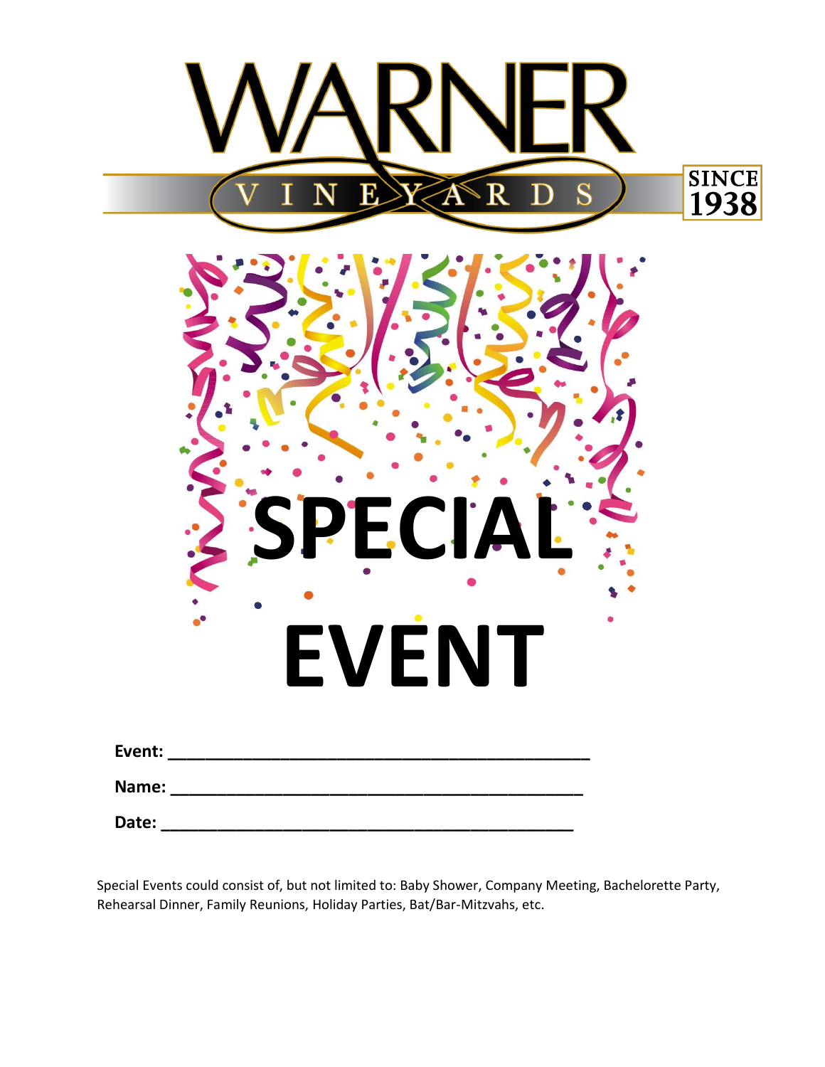# WARNER VINEYARDS

SINCE 1938

# SPECIAL EVENT

**Event: ____________________________________________**

**Name: ___________________________________________**

**Date: ____________________________________________**

Special Events could consist of, but not limited to: Baby Shower, Company Meeting, Bachelorette Party, Rehearsal Dinner, Family Reunions, Holiday Parties, Bat/Bar-Mitzvahs, etc.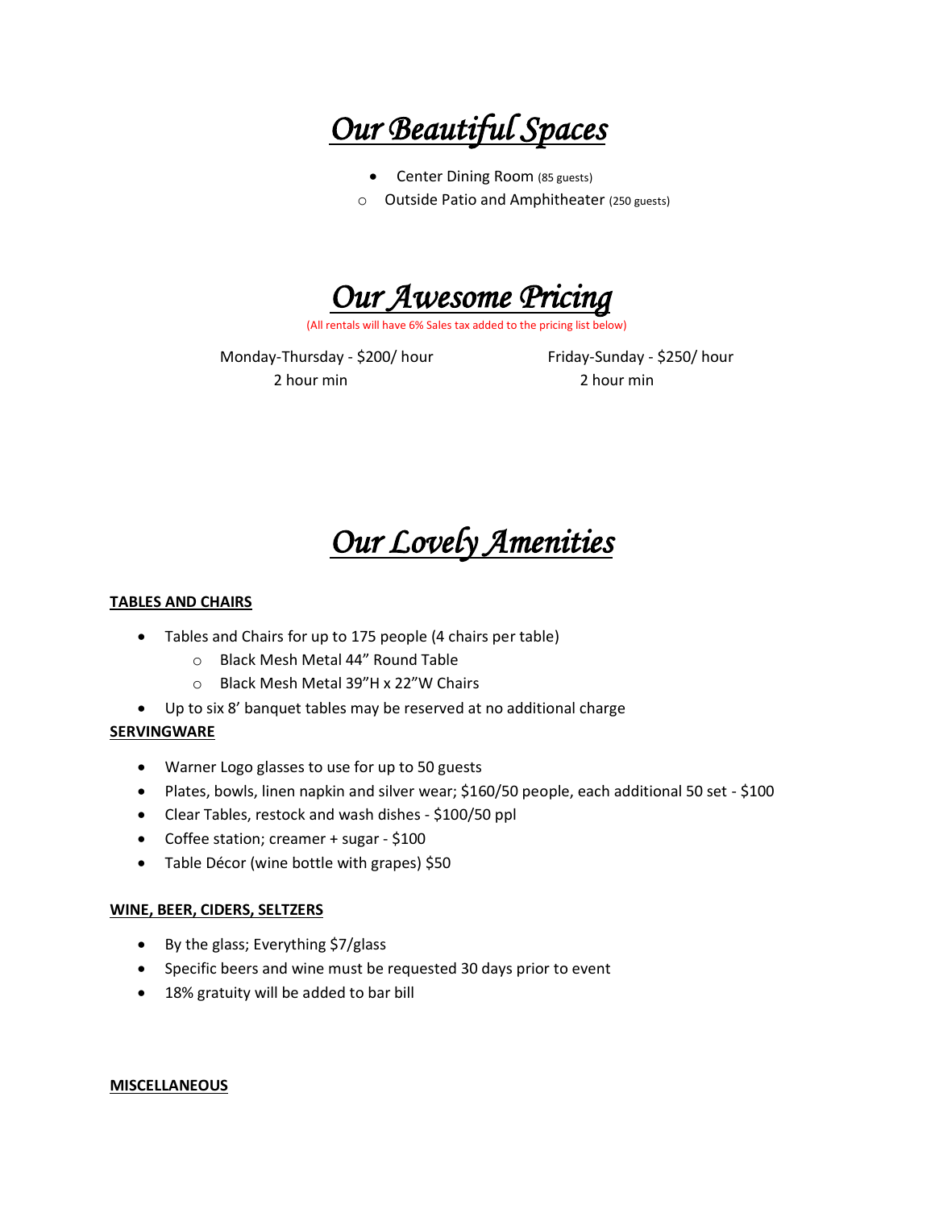# *Our Beautiful Spaces*

- Center Dining Room (85 guests)
  - Outside Patio and Amphitheater (250 guests)

# *Our Awesome Pricing*

(All rentals will have 6% Sales tax added to the pricing list below)

Monday-Thursday - $200/ hour
2 hour min

Friday-Sunday - $250/ hour
2 hour min

# *Our Lovely Amenities*

**TABLES AND CHAIRS**

- Tables and Chairs for up to 175 people (4 chairs per table)
  - Black Mesh Metal 44" Round Table
  - Black Mesh Metal 39"H x 22"W Chairs
- Up to six 8' banquet tables may be reserved at no additional charge

**SERVINGWARE**

- Warner Logo glasses to use for up to 50 guests
- Plates, bowls, linen napkin and silver wear; $160/50 people, each additional 50 set - $100
- Clear Tables, restock and wash dishes - $100/50 ppl
- Coffee station; creamer + sugar - $100
- Table Décor (wine bottle with grapes) $50

**WINE, BEER, CIDERS, SELTZERS**

- By the glass; Everything $7/glass
- Specific beers and wine must be requested 30 days prior to event
- 18% gratuity will be added to bar bill

**MISCELLANEOUS**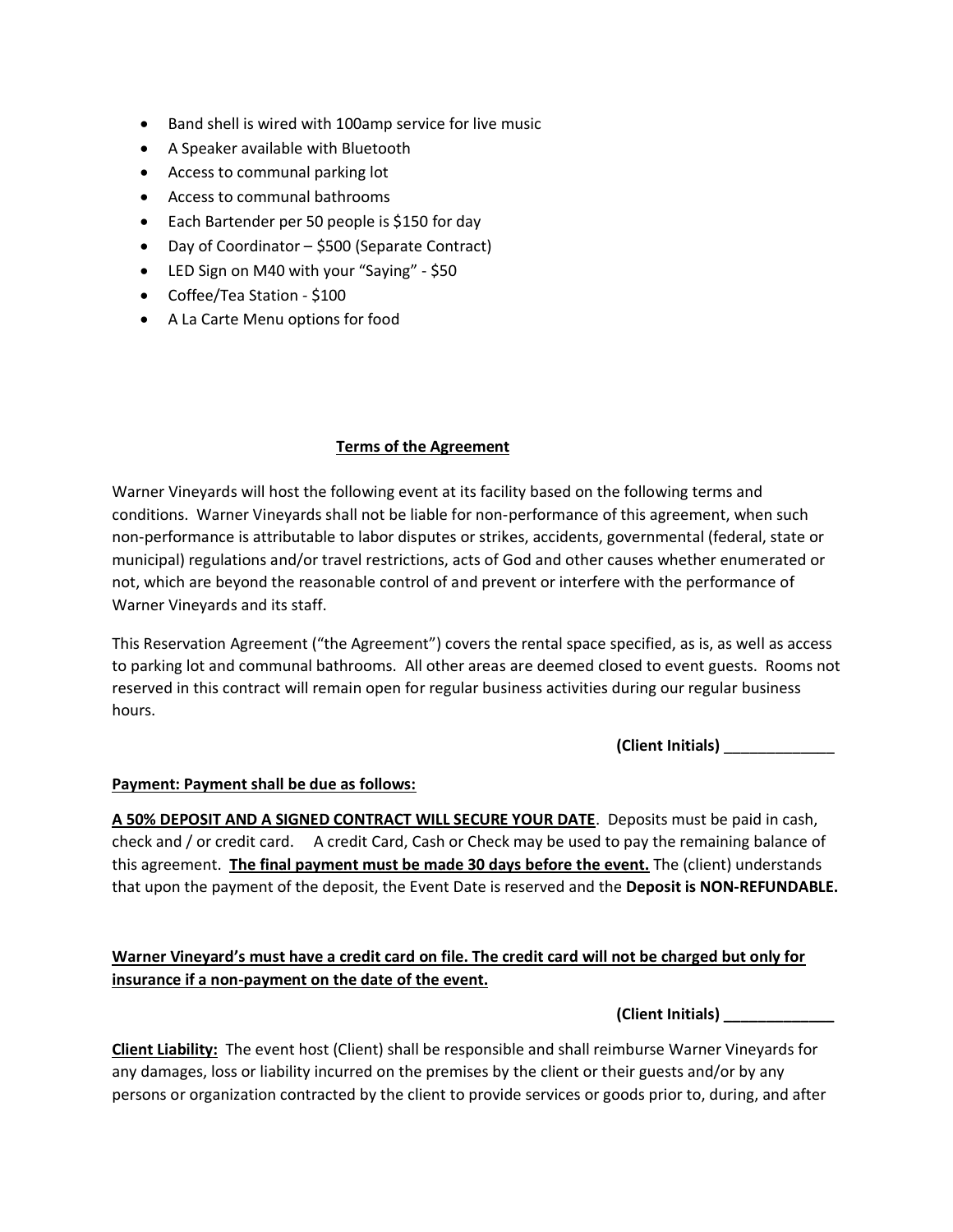- Band shell is wired with 100amp service for live music
- A Speaker available with Bluetooth
- Access to communal parking lot
- Access to communal bathrooms
- Each Bartender per 50 people is $150 for day
- Day of Coordinator – $500 (Separate Contract)
- LED Sign on M40 with your "Saying" - $50
- Coffee/Tea Station - $100
- A La Carte Menu options for food

## Terms of the Agreement

Warner Vineyards will host the following event at its facility based on the following terms and conditions. Warner Vineyards shall not be liable for non-performance of this agreement, when such non-performance is attributable to labor disputes or strikes, accidents, governmental (federal, state or municipal) regulations and/or travel restrictions, acts of God and other causes whether enumerated or not, which are beyond the reasonable control of and prevent or interfere with the performance of Warner Vineyards and its staff.

This Reservation Agreement ("the Agreement") covers the rental space specified, as is, as well as access to parking lot and communal bathrooms. All other areas are deemed closed to event guests. Rooms not reserved in this contract will remain open for regular business activities during our regular business hours.

**(Client Initials)** _____________

**Payment: Payment shall be due as follows:**

**A 50% DEPOSIT AND A SIGNED CONTRACT WILL SECURE YOUR DATE**. Deposits must be paid in cash, check and / or credit card. A credit Card, Cash or Check may be used to pay the remaining balance of this agreement. **The final payment must be made 30 days before the event.** The (client) understands that upon the payment of the deposit, the Event Date is reserved and the **Deposit is NON-REFUNDABLE.**

**Warner Vineyard's must have a credit card on file. The credit card will not be charged but only for insurance if a non-payment on the date of the event.**

**(Client Initials) _____________**

**Client Liability:** The event host (Client) shall be responsible and shall reimburse Warner Vineyards for any damages, loss or liability incurred on the premises by the client or their guests and/or by any persons or organization contracted by the client to provide services or goods prior to, during, and after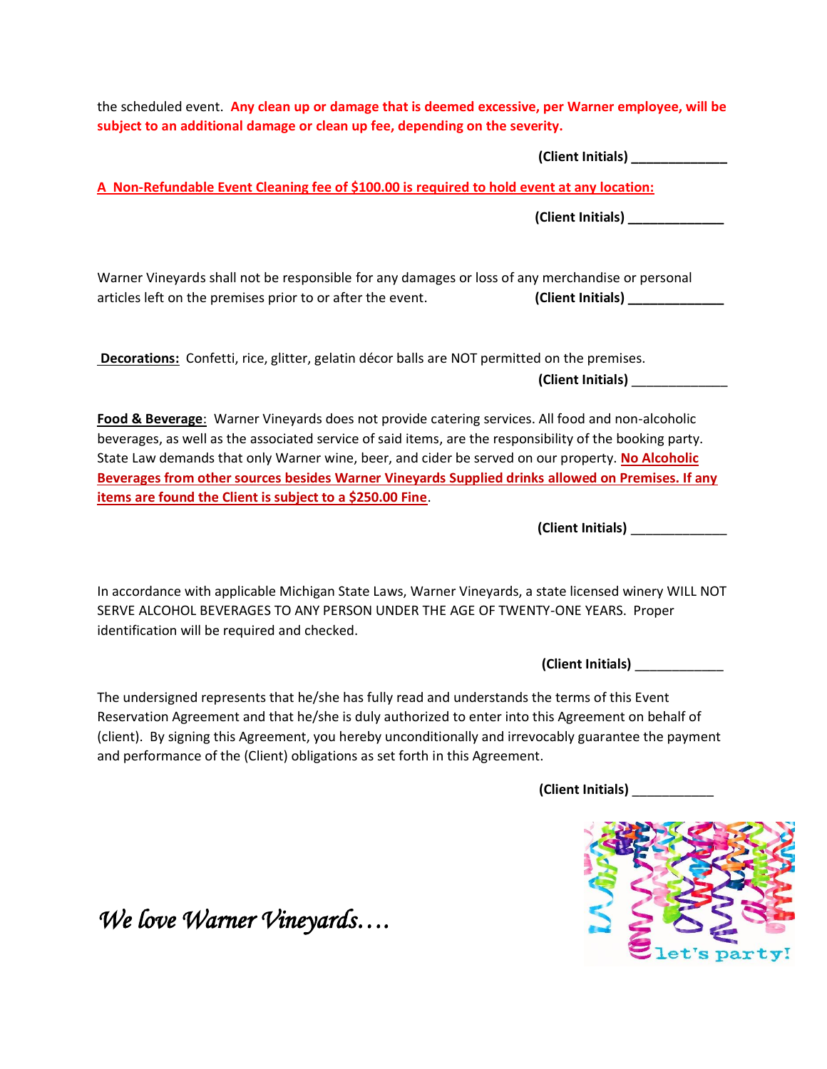the scheduled event. **Any clean up or damage that is deemed excessive, per Warner employee, will be subject to an additional damage or clean up fee, depending on the severity.**

**(Client Initials)** _____________

**A Non-Refundable Event Cleaning fee of $100.00 is required to hold event at any location:**

**(Client Initials)** _____________

Warner Vineyards shall not be responsible for any damages or loss of any merchandise or personal articles left on the premises prior to or after the event. **(Client Initials)** _____________

**Decorations:** Confetti, rice, glitter, gelatin décor balls are NOT permitted on the premises.

**(Client Initials)** _____________

**Food & Beverage**: Warner Vineyards does not provide catering services. All food and non-alcoholic beverages, as well as the associated service of said items, are the responsibility of the booking party. State Law demands that only Warner wine, beer, and cider be served on our property. **No Alcoholic Beverages from other sources besides Warner Vineyards Supplied drinks allowed on Premises. If any items are found the Client is subject to a $250.00 Fine**.

**(Client Initials)** _____________

In accordance with applicable Michigan State Laws, Warner Vineyards, a state licensed winery WILL NOT SERVE ALCOHOL BEVERAGES TO ANY PERSON UNDER THE AGE OF TWENTY-ONE YEARS. Proper identification will be required and checked.

**(Client Initials)** ____________

The undersigned represents that he/she has fully read and understands the terms of this Event Reservation Agreement and that he/she is duly authorized to enter into this Agreement on behalf of (client). By signing this Agreement, you hereby unconditionally and irrevocably guarantee the payment and performance of the (Client) obligations as set forth in this Agreement.

**(Client Initials)** ___________

*We love Warner Vineyards….*

let's party!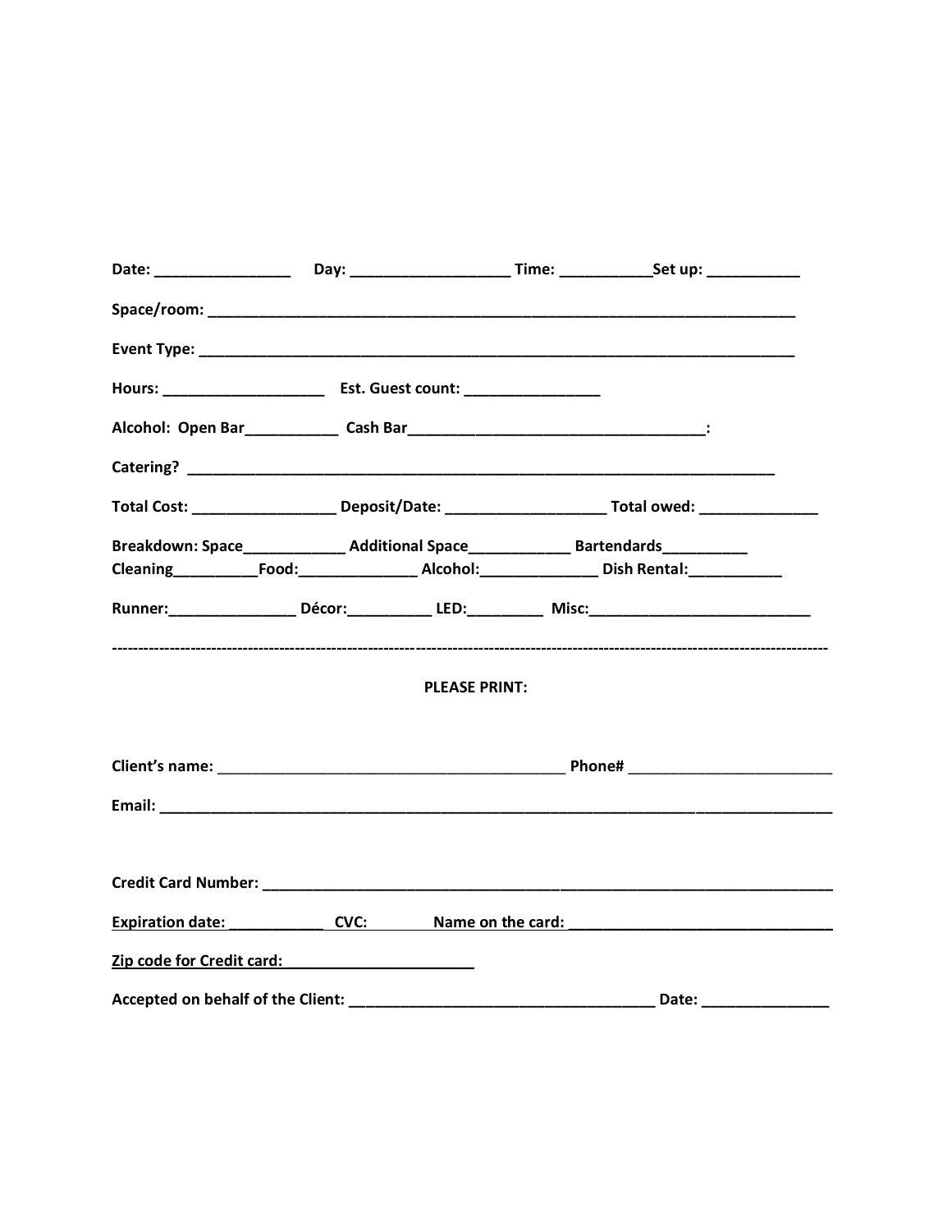**Date: ________________ Day: ___________________ Time: ___________Set up: ___________**

**Space/room: ________________________________________________________________________**

**Event Type: ________________________________________________________________________**

**Hours: ___________________ Est. Guest count: ________________**

**Alcohol: Open Bar___________ Cash Bar____________________________________:**

**Catering? ______________________________________________________________________**

**Total Cost: _________________ Deposit/Date: ___________________ Total owed: ______________**

**Breakdown: Space____________ Additional Space____________ Bartendards__________**
**Cleaning__________Food:______________ Alcohol:______________ Dish Rental:___________**

**Runner:_______________ Décor:__________ LED:_________ Misc:__________________________**

---

**PLEASE PRINT:**

**Client's name: __________________________________________ Phone# ________________________**

**Email: _____________________________________________________________________________**

**Credit Card Number: _______________________________________________________________**

**Expiration date: ___________ CVC: Name on the card: _______________________________**

**Zip code for Credit card: _______________________**

**Accepted on behalf of the Client: ____________________________________ Date: _______________**